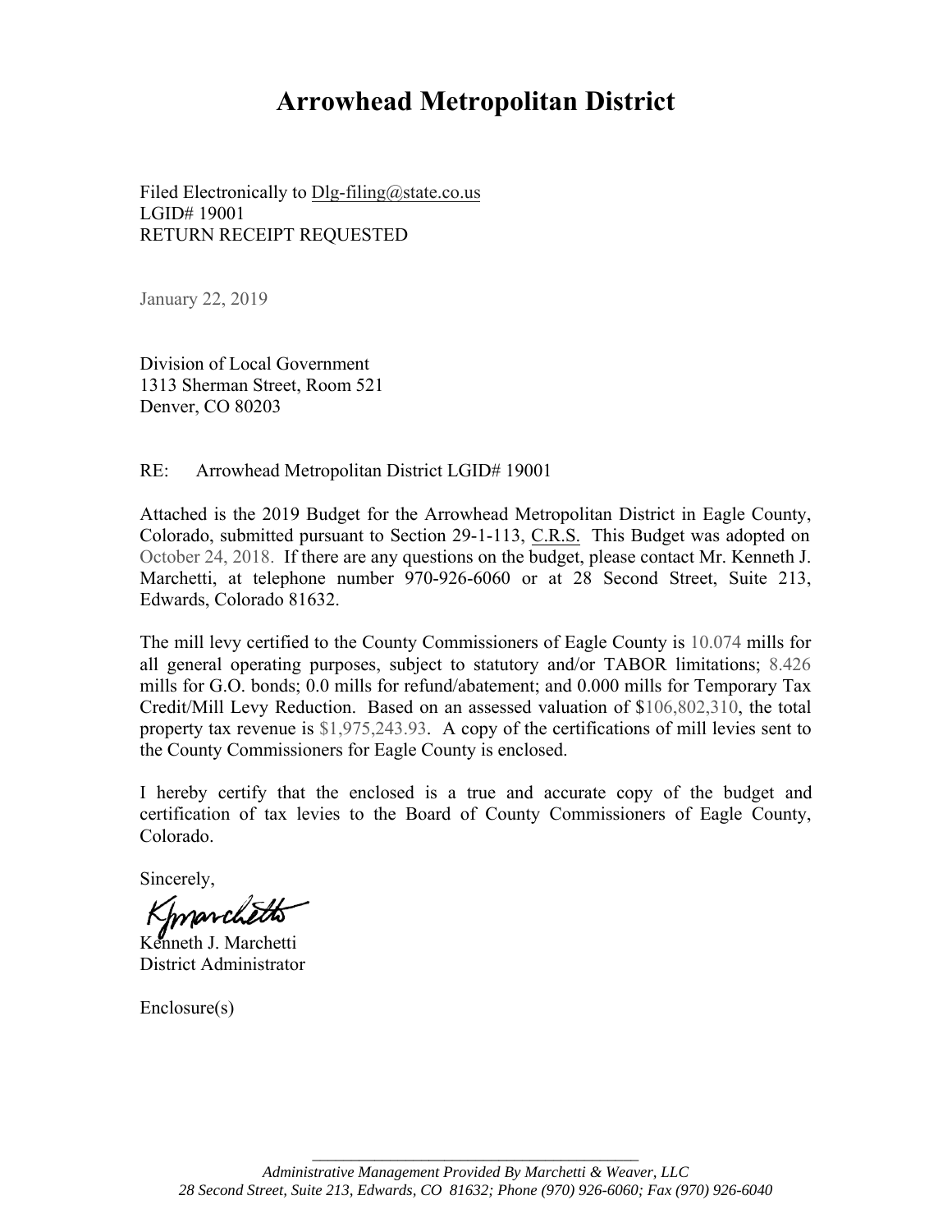# Arrowhead Metropolitan District

Filed Electronically to Dlg-filing@state.co.us
LGID# 19001
RETURN RECEIPT REQUESTED

January 22, 2019

Division of Local Government
1313 Sherman Street, Room 521
Denver, CO 80203

RE: Arrowhead Metropolitan District LGID# 19001

Attached is the 2019 Budget for the Arrowhead Metropolitan District in Eagle County, Colorado, submitted pursuant to Section 29-1-113, C.R.S. This Budget was adopted on October 24, 2018. If there are any questions on the budget, please contact Mr. Kenneth J. Marchetti, at telephone number 970-926-6060 or at 28 Second Street, Suite 213, Edwards, Colorado 81632.

The mill levy certified to the County Commissioners of Eagle County is 10.074 mills for all general operating purposes, subject to statutory and/or TABOR limitations; 8.426 mills for G.O. bonds; 0.0 mills for refund/abatement; and 0.000 mills for Temporary Tax Credit/Mill Levy Reduction. Based on an assessed valuation of $106,802,310, the total property tax revenue is $1,975,243.93. A copy of the certifications of mill levies sent to the County Commissioners for Eagle County is enclosed.

I hereby certify that the enclosed is a true and accurate copy of the budget and certification of tax levies to the Board of County Commissioners of Eagle County, Colorado.

Sincerely,

Kenneth J. Marchetti
District Administrator

Enclosure(s)

*Administrative Management Provided By Marchetti & Weaver, LLC*
*28 Second Street, Suite 213, Edwards, CO 81632; Phone (970) 926-6060; Fax (970) 926-6040*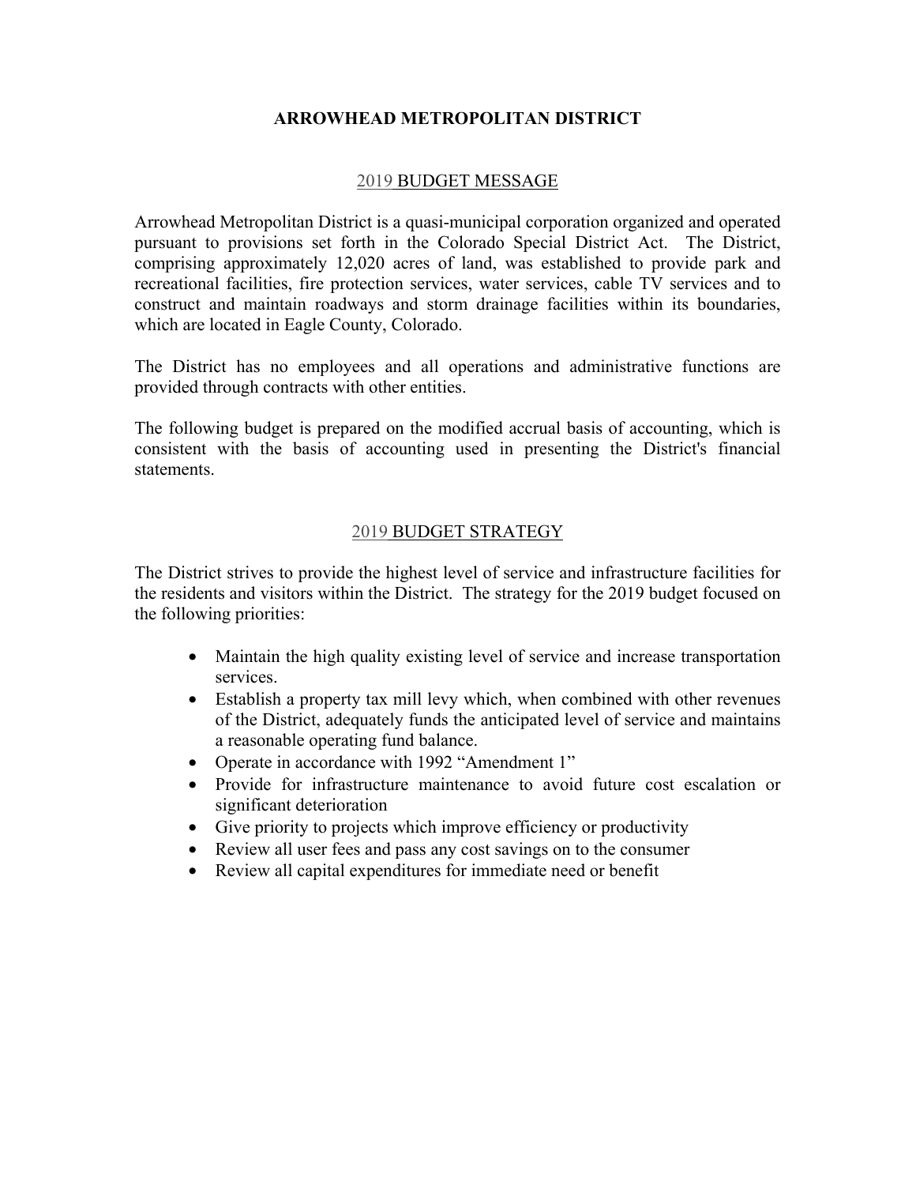# ARROWHEAD METROPOLITAN DISTRICT

## 2019 BUDGET MESSAGE

Arrowhead Metropolitan District is a quasi-municipal corporation organized and operated pursuant to provisions set forth in the Colorado Special District Act. The District, comprising approximately 12,020 acres of land, was established to provide park and recreational facilities, fire protection services, water services, cable TV services and to construct and maintain roadways and storm drainage facilities within its boundaries, which are located in Eagle County, Colorado.

The District has no employees and all operations and administrative functions are provided through contracts with other entities.

The following budget is prepared on the modified accrual basis of accounting, which is consistent with the basis of accounting used in presenting the District's financial statements.

## 2019 BUDGET STRATEGY

The District strives to provide the highest level of service and infrastructure facilities for the residents and visitors within the District. The strategy for the 2019 budget focused on the following priorities:

- Maintain the high quality existing level of service and increase transportation services.
- Establish a property tax mill levy which, when combined with other revenues of the District, adequately funds the anticipated level of service and maintains a reasonable operating fund balance.
- Operate in accordance with 1992 "Amendment 1"
- Provide for infrastructure maintenance to avoid future cost escalation or significant deterioration
- Give priority to projects which improve efficiency or productivity
- Review all user fees and pass any cost savings on to the consumer
- Review all capital expenditures for immediate need or benefit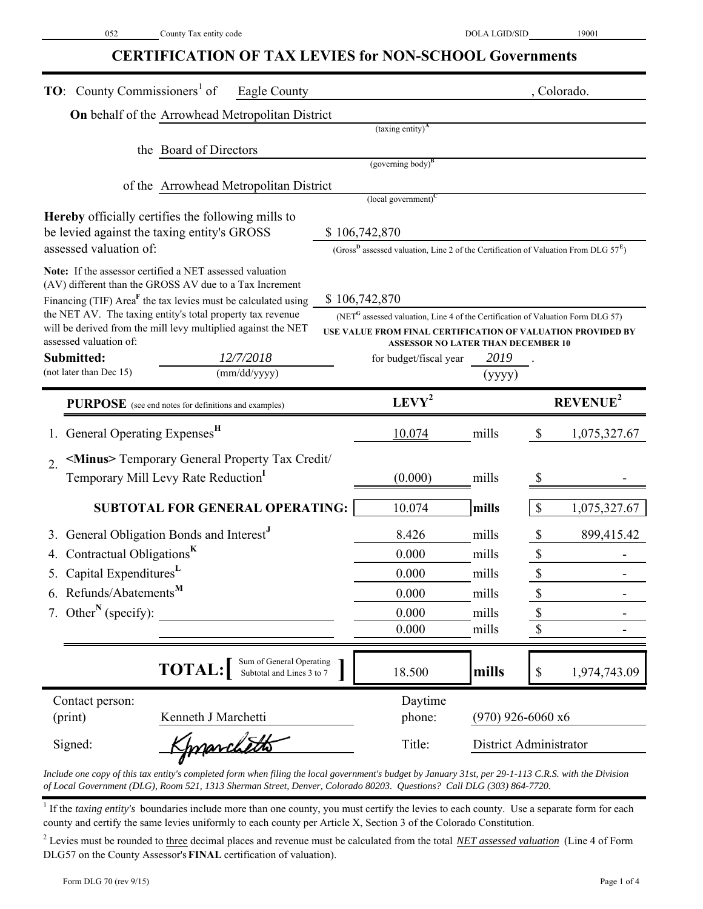052 County Tax entity code DOLA LGID/SID 19001

# CERTIFICATION OF TAX LEVIES for NON-SCHOOL Governments

**TO**: County Commissioners[1] of Eagle County, Colorado.

**On** behalf of the Arrowhead Metropolitan District
(taxing entity)[A]

the Board of Directors
(governing body)[B]

of the Arrowhead Metropolitan District
(local government)[C]

**Hereby** officially certifies the following mills to be levied against the taxing entity's GROSS assessed valuation of: $ 106,742,870
(Gross[D] assessed valuation, Line 2 of the Certification of Valuation From DLG 57[E])

**Note:** If the assessor certified a NET assessed valuation (AV) different than the GROSS AV due to a Tax Increment Financing (TIF) Area[F] the tax levies must be calculated using the NET AV. The taxing entity's total property tax revenue will be derived from the mill levy multiplied against the NET assessed valuation of: $ 106,742,870
(NET[G] assessed valuation, Line 4 of the Certification of Valuation Form DLG 57)
**USE VALUE FROM FINAL CERTIFICATION OF VALUATION PROVIDED BY ASSESSOR NO LATER THAN DECEMBER 10**

**Submitted:** *12/7/2018* (mm/dd/yyyy) for budget/fiscal year *2019* (yyyy)
(not later than Dec 15)

| **PURPOSE** (see end notes for definitions and examples) | **LEVY**[2] | | **REVENUE**[2] |
|---|---|---|---|
| 1. General Operating Expenses[H] | 10.074 | mills | $ 1,075,327.67 |
| 2. **<Minus>** Temporary General Property Tax Credit/ Temporary Mill Levy Rate Reduction[I] | (0.000) | mills | $ - |
| **SUBTOTAL FOR GENERAL OPERATING:** | 10.074 | **mills** | $ 1,075,327.67 |
| 3. General Obligation Bonds and Interest[J] | 8.426 | mills | $ 899,415.42 |
| 4. Contractual Obligations[K] | 0.000 | mills | $ - |
| 5. Capital Expenditures[L] | 0.000 | mills | $ - |
| 6. Refunds/Abatements[M] | 0.000 | mills | $ - |
| 7. Other[N] (specify): | 0.000 | mills | $ - |
| | 0.000 | mills | $ - |
| **TOTAL:** [ Sum of General Operating Subtotal and Lines 3 to 7 ] | 18.500 | **mills** | $ 1,974,743.09 |

Contact person: (print) Kenneth J Marchetti — Daytime phone: (970) 926-6060 x6

Signed: *KJMarchetti* — Title: District Administrator

*Include one copy of this tax entity's completed form when filing the local government's budget by January 31st, per 29-1-113 C.R.S. with the Division of Local Government (DLG), Room 521, 1313 Sherman Street, Denver, Colorado 80203. Questions? Call DLG (303) 864-7720.*

[1] If the *taxing entity's* boundaries include more than one county, you must certify the levies to each county. Use a separate form for each county and certify the same levies uniformly to each county per Article X, Section 3 of the Colorado Constitution.

[2] Levies must be rounded to three decimal places and revenue must be calculated from the total ***NET assessed valuation*** (Line 4 of Form DLG57 on the County Assessor's **FINAL** certification of valuation).

Form DLG 70 (rev 9/15)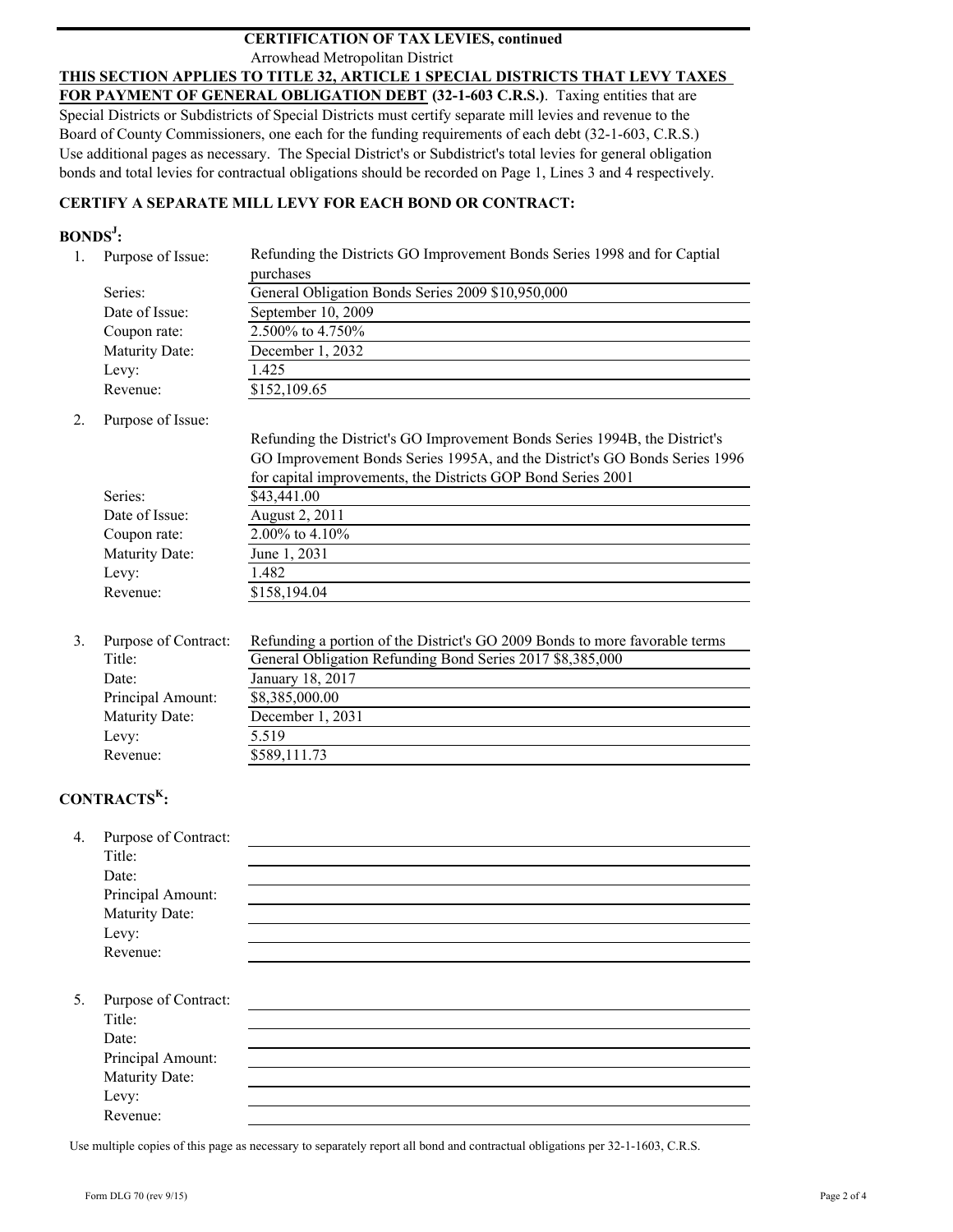**CERTIFICATION OF TAX LEVIES, continued**

Arrowhead Metropolitan District

**THIS SECTION APPLIES TO TITLE 32, ARTICLE 1 SPECIAL DISTRICTS THAT LEVY TAXES FOR PAYMENT OF GENERAL OBLIGATION DEBT (32-1-603 C.R.S.)**. Taxing entities that are Special Districts or Subdistricts of Special Districts must certify separate mill levies and revenue to the Board of County Commissioners, one each for the funding requirements of each debt (32-1-603, C.R.S.) Use additional pages as necessary. The Special District's or Subdistrict's total levies for general obligation bonds and total levies for contractual obligations should be recorded on Page 1, Lines 3 and 4 respectively.

**CERTIFY A SEPARATE MILL LEVY FOR EACH BOND OR CONTRACT:**

**BONDS[J]:**

1. Purpose of Issue: Refunding the Districts GO Improvement Bonds Series 1998 and for Captial purchases
   - Series: General Obligation Bonds Series 2009 $10,950,000
   - Date of Issue: September 10, 2009
   - Coupon rate: 2.500% to 4.750%
   - Maturity Date: December 1, 2032
   - Levy: 1.425
   - Revenue: $152,109.65

2. Purpose of Issue: Refunding the District's GO Improvement Bonds Series 1994B, the District's GO Improvement Bonds Series 1995A, and the District's GO Bonds Series 1996 for capital improvements, the Districts GOP Bond Series 2001
   - Series: $43,441.00
   - Date of Issue: August 2, 2011
   - Coupon rate: 2.00% to 4.10%
   - Maturity Date: June 1, 2031
   - Levy: 1.482
   - Revenue: $158,194.04

3. Purpose of Contract: Refunding a portion of the District's GO 2009 Bonds to more favorable terms
   - Title: General Obligation Refunding Bond Series 2017 $8,385,000
   - Date: January 18, 2017
   - Principal Amount: $8,385,000.00
   - Maturity Date: December 1, 2031
   - Levy: 5.519
   - Revenue: $589,111.73

**CONTRACTS[K]:**

4. Purpose of Contract:
   - Title:
   - Date:
   - Principal Amount:
   - Maturity Date:
   - Levy:
   - Revenue:

5. Purpose of Contract:
   - Title:
   - Date:
   - Principal Amount:
   - Maturity Date:
   - Levy:
   - Revenue:

Use multiple copies of this page as necessary to separately report all bond and contractual obligations per 32-1-1603, C.R.S.

Form DLG 70 (rev 9/15)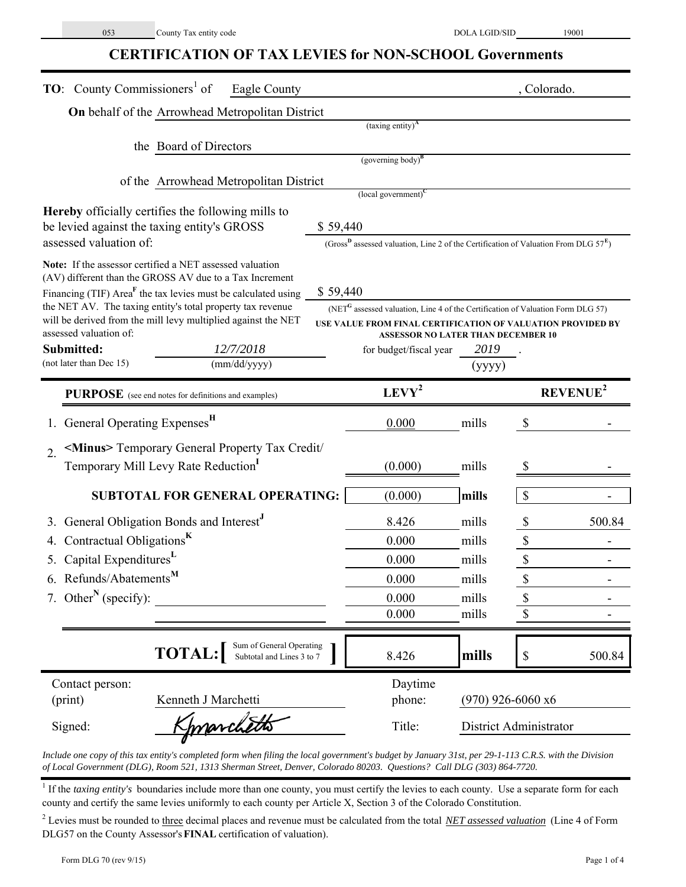053 County Tax entity code | DOLA LGID/SID 19001

# CERTIFICATION OF TAX LEVIES for NON-SCHOOL Governments

**TO**: County Commissioners[1] of Eagle County, Colorado.

**On** behalf of the Arrowhead Metropolitan District
(taxing entity)[A]

the Board of Directors
(governing body)[B]

of the Arrowhead Metropolitan District
(local government)[C]

**Hereby** officially certifies the following mills to be levied against the taxing entity's GROSS assessed valuation of: $ 59,440
(Gross[D] assessed valuation, Line 2 of the Certification of Valuation From DLG 57[E])

**Note:** If the assessor certified a NET assessed valuation (AV) different than the GROSS AV due to a Tax Increment Financing (TIF) Area[F] the tax levies must be calculated using the NET AV. The taxing entity's total property tax revenue will be derived from the mill levy multiplied against the NET assessed valuation of: $ 59,440
(NET[G] assessed valuation, Line 4 of the Certification of Valuation Form DLG 57)
USE VALUE FROM FINAL CERTIFICATION OF VALUATION PROVIDED BY ASSESSOR NO LATER THAN DECEMBER 10

**Submitted:** *12/7/2018* (mm/dd/yyyy) for budget/fiscal year *2019* (yyyy).
(not later than Dec 15)

| PURPOSE (see end notes for definitions and examples) | LEVY[2] | | REVENUE[2] |
|---|---|---|---|
| 1. General Operating Expenses[H] | 0.000 | mills | $ - |
| 2. <Minus> Temporary General Property Tax Credit/ Temporary Mill Levy Rate Reduction[I] | (0.000) | mills | $ - |
| **SUBTOTAL FOR GENERAL OPERATING:** | (0.000) | **mills** | $ - |
| 3. General Obligation Bonds and Interest[J] | 8.426 | mills | $ 500.84 |
| 4. Contractual Obligations[K] | 0.000 | mills | $ - |
| 5. Capital Expenditures[L] | 0.000 | mills | $ - |
| 6. Refunds/Abatements[M] | 0.000 | mills | $ - |
| 7. Other[N] (specify): | 0.000 | mills | $ - |
| | 0.000 | mills | $ - |
| **TOTAL:** [Sum of General Operating Subtotal and Lines 3 to 7] | 8.426 | **mills** | $ 500.84 |

Contact person: (print) Kenneth J Marchetti | Daytime phone: (970) 926-6060 x6

Signed: KJMarchetti | Title: District Administrator

*Include one copy of this tax entity's completed form when filing the local government's budget by January 31st, per 29-1-113 C.R.S. with the Division of Local Government (DLG), Room 521, 1313 Sherman Street, Denver, Colorado 80203. Questions? Call DLG (303) 864-7720.*

[1] If the *taxing entity's* boundaries include more than one county, you must certify the levies to each county. Use a separate form for each county and certify the same levies uniformly to each county per Article X, Section 3 of the Colorado Constitution.

[2] Levies must be rounded to three decimal places and revenue must be calculated from the total *NET assessed valuation* (Line 4 of Form DLG57 on the County Assessor's **FINAL** certification of valuation).

Form DLG 70 (rev 9/15)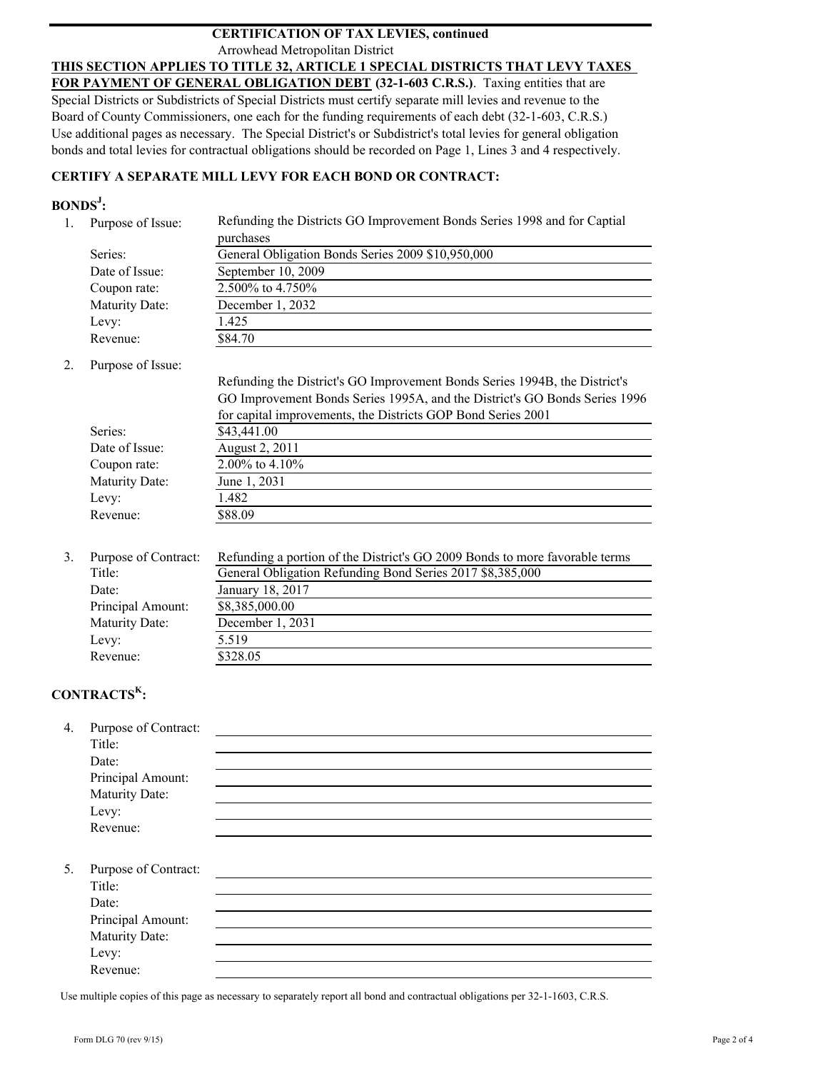**CERTIFICATION OF TAX LEVIES, continued**

Arrowhead Metropolitan District

**THIS SECTION APPLIES TO TITLE 32, ARTICLE 1 SPECIAL DISTRICTS THAT LEVY TAXES FOR PAYMENT OF GENERAL OBLIGATION DEBT (32-1-603 C.R.S.)**. Taxing entities that are Special Districts or Subdistricts of Special Districts must certify separate mill levies and revenue to the Board of County Commissioners, one each for the funding requirements of each debt (32-1-603, C.R.S.) Use additional pages as necessary. The Special District's or Subdistrict's total levies for general obligation bonds and total levies for contractual obligations should be recorded on Page 1, Lines 3 and 4 respectively.

**CERTIFY A SEPARATE MILL LEVY FOR EACH BOND OR CONTRACT:**

**BONDS[J]:**

1. Purpose of Issue: Refunding the Districts GO Improvement Bonds Series 1998 and for Captial purchases
   - Series: General Obligation Bonds Series 2009 $10,950,000
   - Date of Issue: September 10, 2009
   - Coupon rate: 2.500% to 4.750%
   - Maturity Date: December 1, 2032
   - Levy: 1.425
   - Revenue: $84.70

2. Purpose of Issue: Refunding the District's GO Improvement Bonds Series 1994B, the District's GO Improvement Bonds Series 1995A, and the District's GO Bonds Series 1996 for capital improvements, the Districts GOP Bond Series 2001
   - Series: $43,441.00
   - Date of Issue: August 2, 2011
   - Coupon rate: 2.00% to 4.10%
   - Maturity Date: June 1, 2031
   - Levy: 1.482
   - Revenue: $88.09

3. Purpose of Contract: Refunding a portion of the District's GO 2009 Bonds to more favorable terms
   - Title: General Obligation Refunding Bond Series 2017 $8,385,000
   - Date: January 18, 2017
   - Principal Amount: $8,385,000.00
   - Maturity Date: December 1, 2031
   - Levy: 5.519
   - Revenue: $328.05

**CONTRACTS[K]:**

4. Purpose of Contract:
   - Title:
   - Date:
   - Principal Amount:
   - Maturity Date:
   - Levy:
   - Revenue:

5. Purpose of Contract:
   - Title:
   - Date:
   - Principal Amount:
   - Maturity Date:
   - Levy:
   - Revenue:

Use multiple copies of this page as necessary to separately report all bond and contractual obligations per 32-1-1603, C.R.S.

Form DLG 70 (rev 9/15)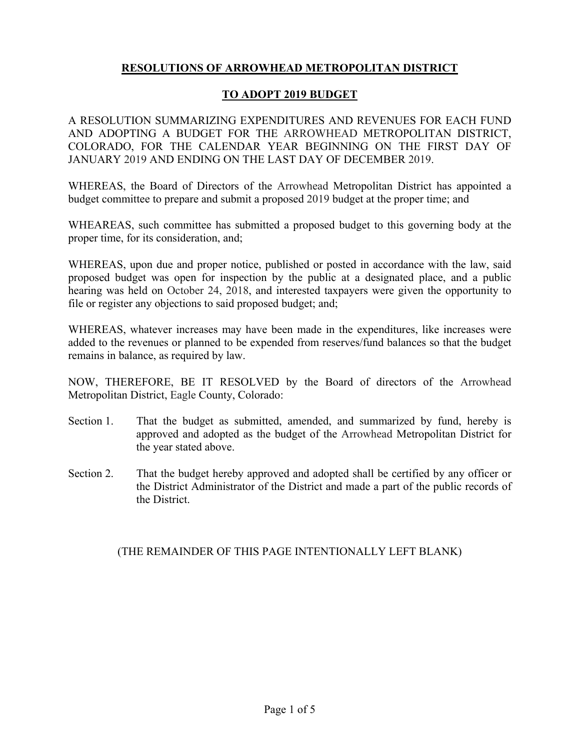# RESOLUTIONS OF ARROWHEAD METROPOLITAN DISTRICT

## TO ADOPT 2019 BUDGET

A RESOLUTION SUMMARIZING EXPENDITURES AND REVENUES FOR EACH FUND AND ADOPTING A BUDGET FOR THE ARROWHEAD METROPOLITAN DISTRICT, COLORADO, FOR THE CALENDAR YEAR BEGINNING ON THE FIRST DAY OF JANUARY 2019 AND ENDING ON THE LAST DAY OF DECEMBER 2019.

WHEREAS, the Board of Directors of the Arrowhead Metropolitan District has appointed a budget committee to prepare and submit a proposed 2019 budget at the proper time; and

WHEAREAS, such committee has submitted a proposed budget to this governing body at the proper time, for its consideration, and;

WHEREAS, upon due and proper notice, published or posted in accordance with the law, said proposed budget was open for inspection by the public at a designated place, and a public hearing was held on October 24, 2018, and interested taxpayers were given the opportunity to file or register any objections to said proposed budget; and;

WHEREAS, whatever increases may have been made in the expenditures, like increases were added to the revenues or planned to be expended from reserves/fund balances so that the budget remains in balance, as required by law.

NOW, THEREFORE, BE IT RESOLVED by the Board of directors of the Arrowhead Metropolitan District, Eagle County, Colorado:

Section 1. That the budget as submitted, amended, and summarized by fund, hereby is approved and adopted as the budget of the Arrowhead Metropolitan District for the year stated above.

Section 2. That the budget hereby approved and adopted shall be certified by any officer or the District Administrator of the District and made a part of the public records of the District.

(THE REMAINDER OF THIS PAGE INTENTIONALLY LEFT BLANK)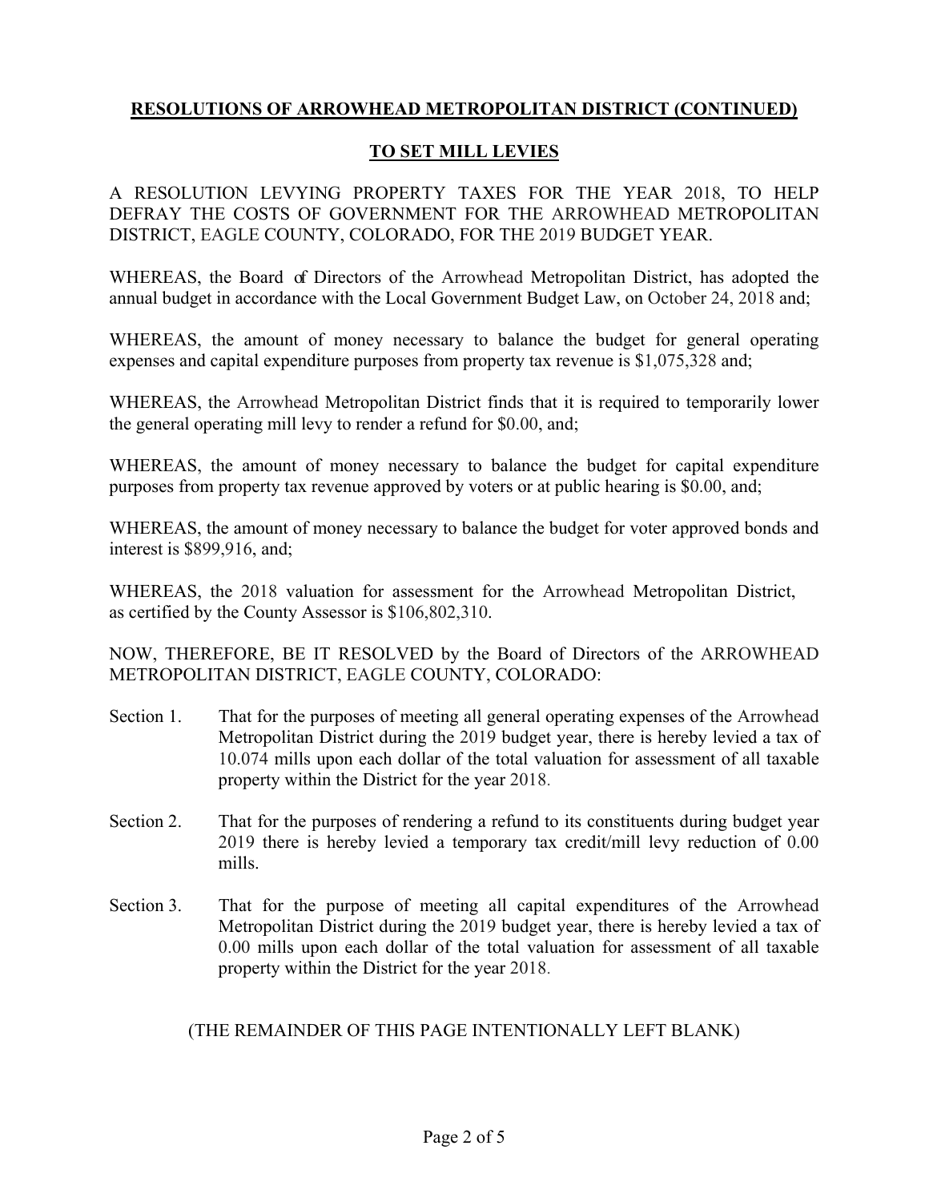## RESOLUTIONS OF ARROWHEAD METROPOLITAN DISTRICT (CONTINUED)

## TO SET MILL LEVIES

A RESOLUTION LEVYING PROPERTY TAXES FOR THE YEAR 2018, TO HELP DEFRAY THE COSTS OF GOVERNMENT FOR THE ARROWHEAD METROPOLITAN DISTRICT, EAGLE COUNTY, COLORADO, FOR THE 2019 BUDGET YEAR.

WHEREAS, the Board of Directors of the Arrowhead Metropolitan District, has adopted the annual budget in accordance with the Local Government Budget Law, on October 24, 2018 and;

WHEREAS, the amount of money necessary to balance the budget for general operating expenses and capital expenditure purposes from property tax revenue is $1,075,328 and;

WHEREAS, the Arrowhead Metropolitan District finds that it is required to temporarily lower the general operating mill levy to render a refund for $0.00, and;

WHEREAS, the amount of money necessary to balance the budget for capital expenditure purposes from property tax revenue approved by voters or at public hearing is $0.00, and;

WHEREAS, the amount of money necessary to balance the budget for voter approved bonds and interest is $899,916, and;

WHEREAS, the 2018 valuation for assessment for the Arrowhead Metropolitan District, as certified by the County Assessor is $106,802,310.

NOW, THEREFORE, BE IT RESOLVED by the Board of Directors of the ARROWHEAD METROPOLITAN DISTRICT, EAGLE COUNTY, COLORADO:

Section 1. That for the purposes of meeting all general operating expenses of the Arrowhead Metropolitan District during the 2019 budget year, there is hereby levied a tax of 10.074 mills upon each dollar of the total valuation for assessment of all taxable property within the District for the year 2018.

Section 2. That for the purposes of rendering a refund to its constituents during budget year 2019 there is hereby levied a temporary tax credit/mill levy reduction of 0.00 mills.

Section 3. That for the purpose of meeting all capital expenditures of the Arrowhead Metropolitan District during the 2019 budget year, there is hereby levied a tax of 0.00 mills upon each dollar of the total valuation for assessment of all taxable property within the District for the year 2018.

(THE REMAINDER OF THIS PAGE INTENTIONALLY LEFT BLANK)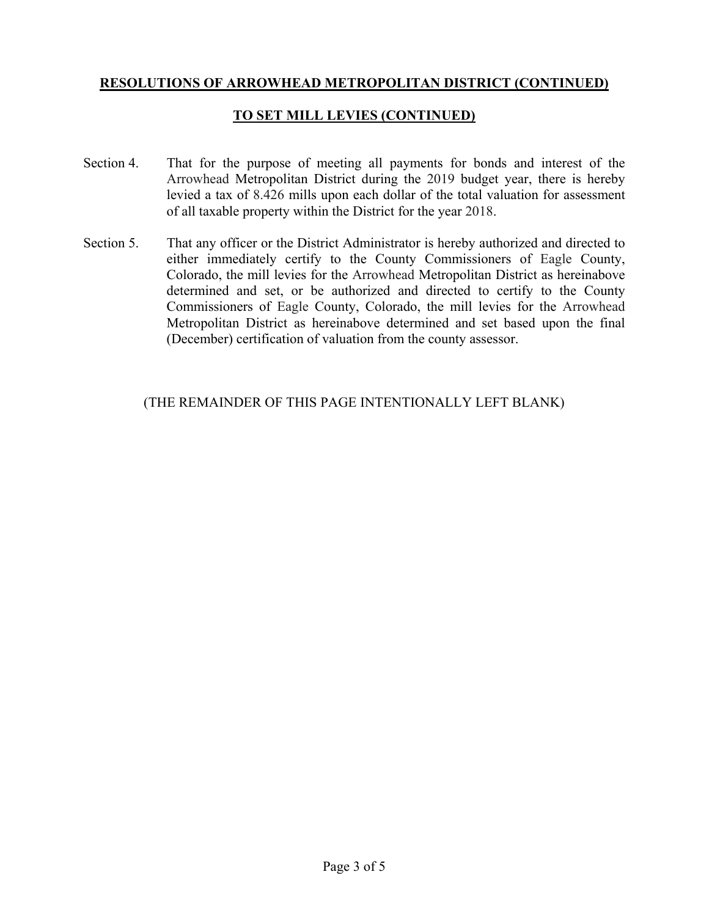**RESOLUTIONS OF ARROWHEAD METROPOLITAN DISTRICT (CONTINUED)**

**TO SET MILL LEVIES (CONTINUED)**

Section 4. That for the purpose of meeting all payments for bonds and interest of the Arrowhead Metropolitan District during the 2019 budget year, there is hereby levied a tax of 8.426 mills upon each dollar of the total valuation for assessment of all taxable property within the District for the year 2018.

Section 5. That any officer or the District Administrator is hereby authorized and directed to either immediately certify to the County Commissioners of Eagle County, Colorado, the mill levies for the Arrowhead Metropolitan District as hereinabove determined and set, or be authorized and directed to certify to the County Commissioners of Eagle County, Colorado, the mill levies for the Arrowhead Metropolitan District as hereinabove determined and set based upon the final (December) certification of valuation from the county assessor.

(THE REMAINDER OF THIS PAGE INTENTIONALLY LEFT BLANK)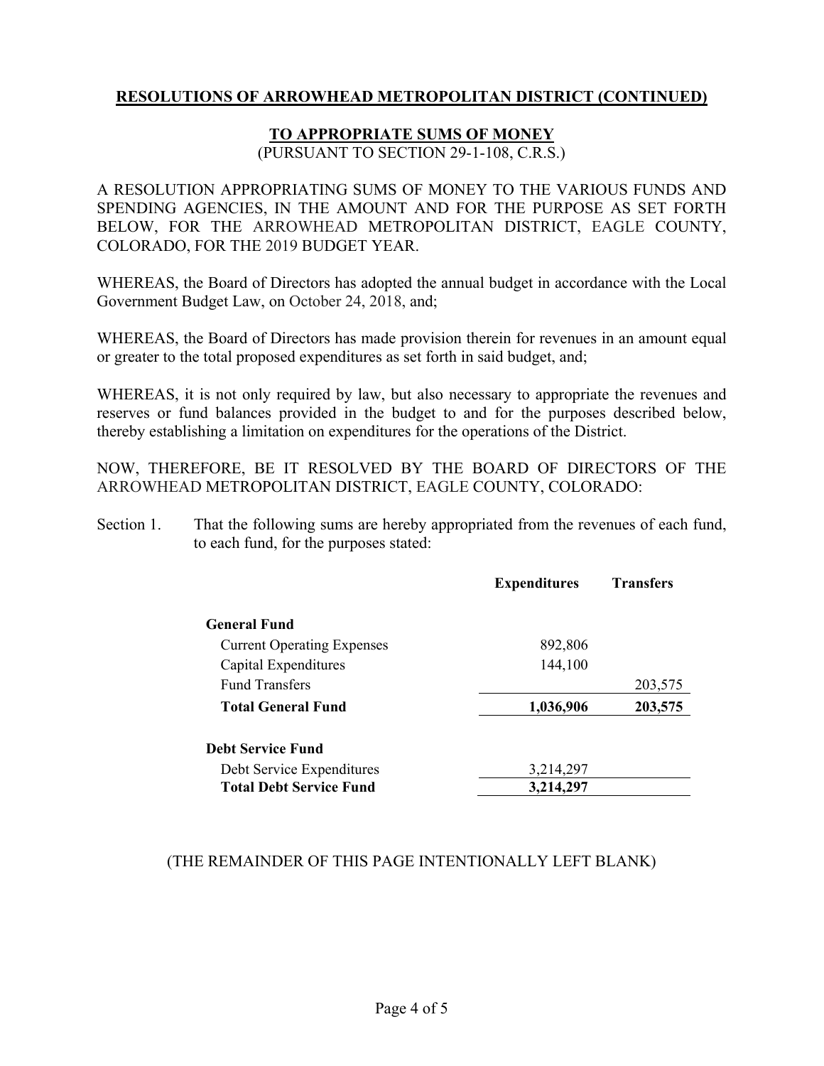## RESOLUTIONS OF ARROWHEAD METROPOLITAN DISTRICT (CONTINUED)

### TO APPROPRIATE SUMS OF MONEY

(PURSUANT TO SECTION 29-1-108, C.R.S.)

A RESOLUTION APPROPRIATING SUMS OF MONEY TO THE VARIOUS FUNDS AND SPENDING AGENCIES, IN THE AMOUNT AND FOR THE PURPOSE AS SET FORTH BELOW, FOR THE ARROWHEAD METROPOLITAN DISTRICT, EAGLE COUNTY, COLORADO, FOR THE 2019 BUDGET YEAR.

WHEREAS, the Board of Directors has adopted the annual budget in accordance with the Local Government Budget Law, on October 24, 2018, and;

WHEREAS, the Board of Directors has made provision therein for revenues in an amount equal or greater to the total proposed expenditures as set forth in said budget, and;

WHEREAS, it is not only required by law, but also necessary to appropriate the revenues and reserves or fund balances provided in the budget to and for the purposes described below, thereby establishing a limitation on expenditures for the operations of the District.

NOW, THEREFORE, BE IT RESOLVED BY THE BOARD OF DIRECTORS OF THE ARROWHEAD METROPOLITAN DISTRICT, EAGLE COUNTY, COLORADO:

Section 1. That the following sums are hereby appropriated from the revenues of each fund, to each fund, for the purposes stated:

| | Expenditures | Transfers |
|---|---|---|
| **General Fund** | | |
| Current Operating Expenses | 892,806 | |
| Capital Expenditures | 144,100 | |
| Fund Transfers | | 203,575 |
| **Total General Fund** | **1,036,906** | **203,575** |
| **Debt Service Fund** | | |
| Debt Service Expenditures | 3,214,297 | |
| **Total Debt Service Fund** | **3,214,297** | |

(THE REMAINDER OF THIS PAGE INTENTIONALLY LEFT BLANK)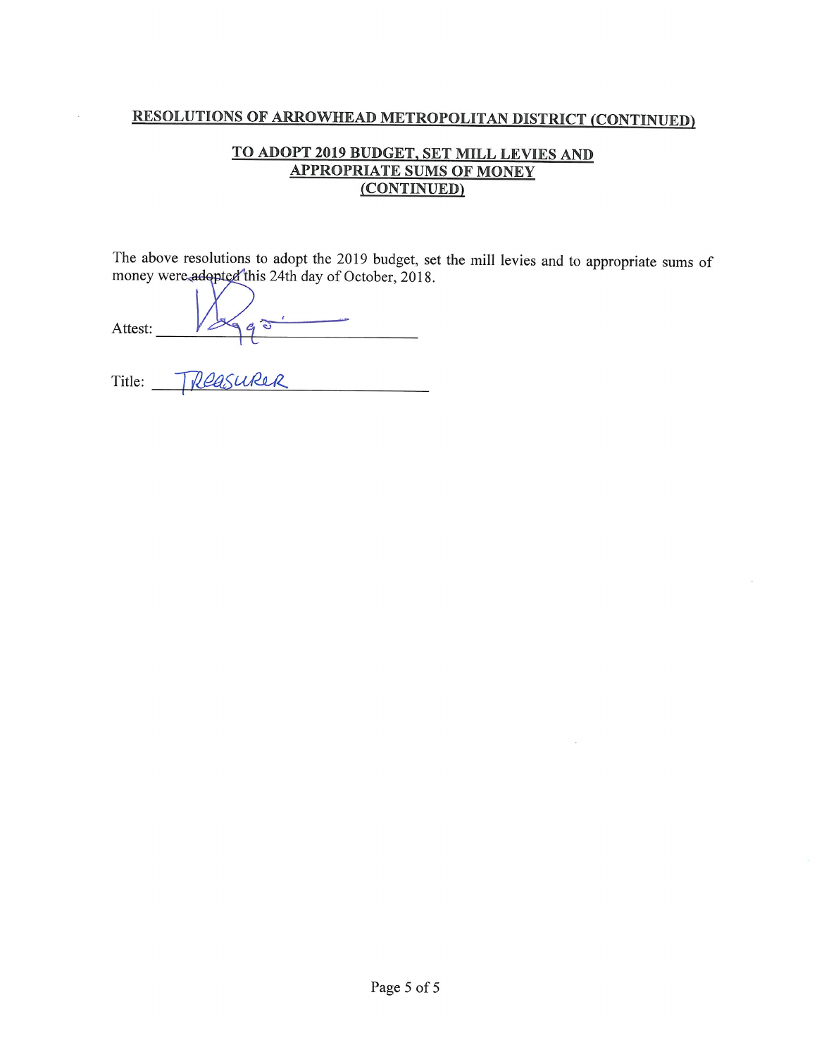## RESOLUTIONS OF ARROWHEAD METROPOLITAN DISTRICT (CONTINUED)

### TO ADOPT 2019 BUDGET, SET MILL LEVIES AND APPROPRIATE SUMS OF MONEY (CONTINUED)

The above resolutions to adopt the 2019 budget, set the mill levies and to appropriate sums of money were adopted this 24th day of October, 2018.

Attest: ______________________________

Title: Treasurer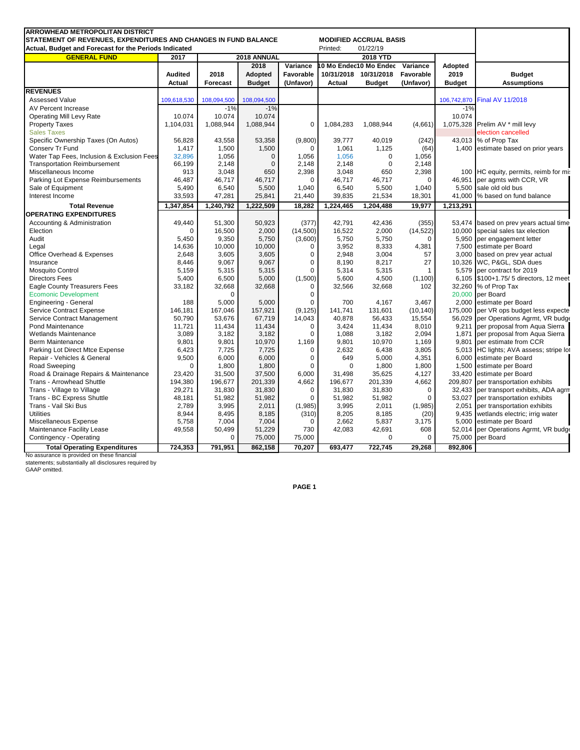**ARROWHEAD METROPOLITAN DISTRICT**
**STATEMENT OF REVENUES, EXPENDITURES AND CHANGES IN FUND BALANCE**
**Actual, Budget and Forecast for the Periods Indicated**

**MODIFIED ACCRUAL BASIS**
Printed: 01/22/19

| GENERAL FUND | 2017 | 2018 ANNUAL | | | 2018 YTD | | | | |
|---|---|---|---|---|---|---|---|---|---|
| | Audited Actual | 2018 Forecast | 2018 Adopted Budget | Variance Favorable (Unfavor) | 10 Mo Ended 10/31/2018 Actual | 10 Mo Ended 10/31/2018 Budget | Variance Favorable (Unfavor) | Adopted 2019 Budget | Budget Assumptions |
| **REVENUES** | | | | | | | | | |
| Assessed Value | 109,618,530 | 108,094,500 | 108,094,500 | | | | | 106,742,870 | Final AV 11/2018 |
| AV Percent Increase | | -1% | -1% | | | | | -1% | |
| Operating Mill Levy Rate | 10.074 | 10.074 | 10.074 | | | | | 10.074 | |
| Property Taxes | 1,104,031 | 1,088,944 | 1,088,944 | 0 | 1,084,283 | 1,088,944 | (4,661) | 1,075,328 | Prelim AV * mill levy |
| Sales Taxes | | | | | | | | | election cancelled |
| Specific Ownership Taxes (On Autos) | 56,828 | 43,558 | 53,358 | (9,800) | 39,777 | 40,019 | (242) | 43,013 | % of Prop Tax |
| Conserv Tr Fund | 1,417 | 1,500 | 1,500 | 0 | 1,061 | 1,125 | (64) | 1,400 | estimate based on prior years |
| Water Tap Fees, Inclusion & Exclusion Fees | 32,896 | 1,056 | 0 | 1,056 | 1,056 | 0 | 1,056 | | |
| Transportation Reimbursement | 66,199 | 2,148 | 0 | 2,148 | 2,148 | 0 | 2,148 | | |
| Miscellaneous Income | 913 | 3,048 | 650 | 2,398 | 3,048 | 650 | 2,398 | 100 | HC equity, permits, reimb for mi |
| Parking Lot Expense Reimbursements | 46,487 | 46,717 | 46,717 | 0 | 46,717 | 46,717 | 0 | 46,951 | per agmts with CCR, VR |
| Sale of Equipment | 5,490 | 6,540 | 5,500 | 1,040 | 6,540 | 5,500 | 1,040 | 5,500 | sale old old bus |
| Interest Income | 33,593 | 47,281 | 25,841 | 21,440 | 39,835 | 21,534 | 18,301 | 41,000 | % based on fund balance |
| **Total Revenue** | **1,347,854** | **1,240,792** | **1,222,509** | **18,282** | **1,224,465** | **1,204,488** | **19,977** | **1,213,291** | |
| **OPERATING EXPENDITURES** | | | | | | | | | |
| Accounting & Administration | 49,440 | 51,300 | 50,923 | (377) | 42,791 | 42,436 | (355) | 53,474 | based on prev years actual time |
| Election | 0 | 16,500 | 2,000 | (14,500) | 16,522 | 2,000 | (14,522) | 10,000 | special sales tax election |
| Audit | 5,450 | 9,350 | 5,750 | (3,600) | 5,750 | 5,750 | 0 | 5,950 | per engagement letter |
| Legal | 14,636 | 10,000 | 10,000 | 0 | 3,952 | 8,333 | 4,381 | 7,500 | estimate per Board |
| Office Overhead & Expenses | 2,648 | 3,605 | 3,605 | 0 | 2,948 | 3,004 | 57 | 3,000 | based on prev year actual |
| Insurance | 8,446 | 9,067 | 9,067 | 0 | 8,190 | 8,217 | 27 | 10,326 | WC, P&GL, SDA dues |
| Mosquito Control | 5,159 | 5,315 | 5,315 | 0 | 5,314 | 5,315 | 1 | 5,579 | per contract for 2019 |
| Directors Fees | 5,400 | 6,500 | 5,000 | (1,500) | 5,600 | 4,500 | (1,100) | 6,105 | $100+1.75/ 5 directors, 12 meet |
| Eagle County Treasurers Fees | 33,182 | 32,668 | 32,668 | 0 | 32,566 | 32,668 | 102 | 32,260 | % of Prop Tax |
| Ecomonic Development | | 0 | | 0 | | | | 20,000 | per Board |
| Engineering - General | 188 | 5,000 | 5,000 | 0 | 700 | 4,167 | 3,467 | 2,000 | estimate per Board |
| Service Contract Expense | 146,181 | 167,046 | 157,921 | (9,125) | 141,741 | 131,601 | (10,140) | 175,000 | per VR ops budget less expecte |
| Service Contract Management | 50,790 | 53,676 | 67,719 | 14,043 | 40,878 | 56,433 | 15,554 | 56,029 | per Operations Agrmt, VR budge |
| Pond Maintenance | 11,721 | 11,434 | 11,434 | 0 | 3,424 | 11,434 | 8,010 | 9,211 | per proposal from Aqua Sierra |
| Wetlands Maintenance | 3,089 | 3,182 | 3,182 | 0 | 1,088 | 3,182 | 2,094 | 1,871 | per proposal from Aqua Sierra |
| Berm Maintenance | 9,801 | 9,801 | 10,970 | 1,169 | 9,801 | 10,970 | 1,169 | 9,801 | per estimate from CCR |
| Parking Lot Direct Mtce Expense | 6,423 | 7,725 | 7,725 | 0 | 2,632 | 6,438 | 3,805 | 5,013 | HC lights; AVA assess; stripe lot |
| Repair - Vehicles & General | 9,500 | 6,000 | 6,000 | 0 | 649 | 5,000 | 4,351 | 6,000 | estimate per Board |
| Road Sweeping | 0 | 1,800 | 1,800 | 0 | 0 | 1,800 | 1,800 | 1,500 | estimate per Board |
| Road & Drainage Repairs & Maintenance | 23,420 | 31,500 | 37,500 | 6,000 | 31,498 | 35,625 | 4,127 | 33,420 | estimate per Board |
| Trans - Arrowhead Shuttle | 194,380 | 196,677 | 201,339 | 4,662 | 196,677 | 201,339 | 4,662 | 209,807 | per transportation exhibits |
| Trans - Village to Village | 29,271 | 31,830 | 31,830 | 0 | 31,830 | 31,830 | 0 | 32,433 | per transport exhibits, ADA agrm |
| Trans - BC Express Shuttle | 48,181 | 51,982 | 51,982 | 0 | 51,982 | 51,982 | 0 | 53,027 | per transportation exhibits |
| Trans - Vail Ski Bus | 2,789 | 3,995 | 2,011 | (1,985) | 3,995 | 2,011 | (1,985) | 2,051 | per transportation exhibits |
| Utilities | 8,944 | 8,495 | 8,185 | (310) | 8,205 | 8,185 | (20) | 9,435 | wetlands electric; irrig water |
| Miscellaneous Expense | 5,758 | 7,004 | 7,004 | 0 | 2,662 | 5,837 | 3,175 | 5,000 | estimate per Board |
| Maintenance Facility Lease | 49,558 | 50,499 | 51,229 | 730 | 42,083 | 42,691 | 608 | 52,014 | per Operations Agrmt, VR budge |
| Contingency - Operating | | 0 | 75,000 | 75,000 | | 0 | 0 | 75,000 | per Board |
| **Total Operating Expenditures** | **724,353** | **791,951** | **862,158** | **70,207** | **693,477** | **722,745** | **29,268** | **892,806** | |

No assurance is provided on these financial statements; substantially all disclosures required by GAAP omitted.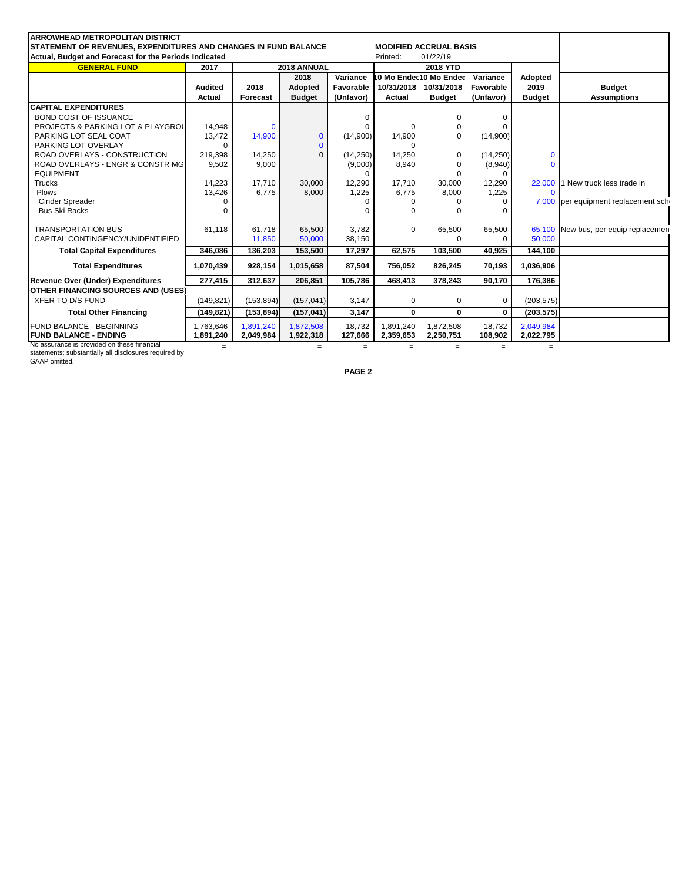**ARROWHEAD METROPOLITAN DISTRICT**
**STATEMENT OF REVENUES, EXPENDITURES AND CHANGES IN FUND BALANCE** — **MODIFIED ACCRUAL BASIS**
**Actual, Budget and Forecast for the Periods Indicated** — Printed: 01/22/19

| GENERAL FUND | 2017 | 2018 ANNUAL | | | 2018 YTD | | | | |
|---|---|---|---|---|---|---|---|---|---|
| | Audited Actual | 2018 Forecast | 2018 Adopted Budget | Variance Favorable (Unfavor) | 10 Mo Ended 10/31/2018 Actual | 10 Mo Ended 10/31/2018 Budget | Variance Favorable (Unfavor) | Adopted 2019 Budget | Budget Assumptions |
| **CAPITAL EXPENDITURES** | | | | | | | | | |
| BOND COST OF ISSUANCE | | | | 0 | | 0 | 0 | | |
| PROJECTS & PARKING LOT & PLAYGROU | 14,948 | 0 | | 0 | 0 | 0 | 0 | | |
| PARKING LOT SEAL COAT | 13,472 | 14,900 | 0 | (14,900) | 14,900 | 0 | (14,900) | | |
| PARKING LOT OVERLAY | 0 | | 0 | | 0 | | | | |
| ROAD OVERLAYS - CONSTRUCTION | 219,398 | 14,250 | 0 | (14,250) | 14,250 | 0 | (14,250) | 0 | |
| ROAD OVERLAYS - ENGR & CONSTR MGT | 9,502 | 9,000 | | (9,000) | 8,940 | 0 | (8,940) | 0 | |
| EQUIPMENT | | | | 0 | | 0 | 0 | | |
| Trucks | 14,223 | 17,710 | 30,000 | 12,290 | 17,710 | 30,000 | 12,290 | 22,000 | 1 New truck less trade in |
| Plows | 13,426 | 6,775 | 8,000 | 1,225 | 6,775 | 8,000 | 1,225 | 0 | |
| Cinder Spreader | 0 | | | 0 | 0 | 0 | 0 | 7,000 | per equipment replacement sch |
| Bus Ski Racks | 0 | | | 0 | 0 | 0 | 0 | | |
| TRANSPORTATION BUS | 61,118 | 61,718 | 65,500 | 3,782 | 0 | 65,500 | 65,500 | 65,100 | New bus, per equip replacement |
| CAPITAL CONTINGENCY/UNIDENTIFIED | | 11,850 | 50,000 | 38,150 | | 0 | 0 | 50,000 | |
| **Total Capital Expenditures** | **346,086** | **136,203** | **153,500** | **17,297** | **62,575** | **103,500** | **40,925** | **144,100** | |
| **Total Expenditures** | **1,070,439** | **928,154** | **1,015,658** | **87,504** | **756,052** | **826,245** | **70,193** | **1,036,906** | |
| **Revenue Over (Under) Expenditures** | **277,415** | **312,637** | **206,851** | **105,786** | **468,413** | **378,243** | **90,170** | **176,386** | |
| **OTHER FINANCING SOURCES AND (USES)** | | | | | | | | | |
| XFER TO D/S FUND | (149,821) | (153,894) | (157,041) | 3,147 | 0 | 0 | 0 | (203,575) | |
| **Total Other Financing** | **(149,821)** | **(153,894)** | **(157,041)** | **3,147** | **0** | **0** | **0** | **(203,575)** | |
| FUND BALANCE - BEGINNING | 1,763,646 | 1,891,240 | 1,872,508 | 18,732 | 1,891,240 | 1,872,508 | 18,732 | 2,049,984 | |
| **FUND BALANCE - ENDING** | **1,891,240** | **2,049,984** | **1,922,318** | **127,666** | **2,359,653** | **2,250,751** | **108,902** | **2,022,795** | |

No assurance is provided on these financial statements; substantially all disclosures required by GAAP omitted.

**PAGE 2**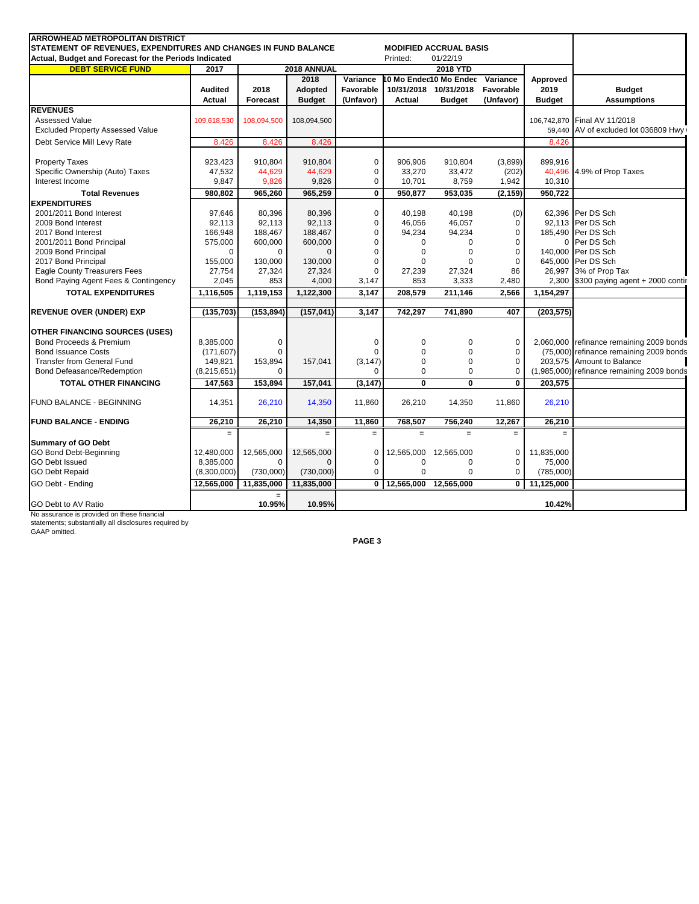**ARROWHEAD METROPOLITAN DISTRICT**
**STATEMENT OF REVENUES, EXPENDITURES AND CHANGES IN FUND BALANCE** — **MODIFIED ACCRUAL BASIS**
**Actual, Budget and Forecast for the Periods Indicated** — Printed: 01/22/19

| DEBT SERVICE FUND | 2017 Audited Actual | 2018 ANNUAL 2018 Forecast | 2018 Adopted Budget | Variance Favorable (Unfavor) | 2018 YTD 10 Mo Ended 10/31/2018 Actual | 10 Mo Ended 10/31/2018 Budget | Variance Favorable (Unfavor) | Approved 2019 Budget | Budget Assumptions |
|---|---|---|---|---|---|---|---|---|---|
| **REVENUES** | | | | | | | | | |
| Assessed Value | 109,618,530 | 108,094,500 | 108,094,500 | | | | | 106,742,870 | Final AV 11/2018 |
| Excluded Property Assessed Value | | | | | | | | 59,440 | AV of excluded lot 036809 Hwy |
| Debt Service Mill Levy Rate | 8.426 | 8.426 | 8.426 | | | | | 8.426 | |
| Property Taxes | 923,423 | 910,804 | 910,804 | 0 | 906,906 | 910,804 | (3,899) | 899,916 | |
| Specific Ownership (Auto) Taxes | 47,532 | 44,629 | 44,629 | 0 | 33,270 | 33,472 | (202) | 40,496 | 4.9% of Prop Taxes |
| Interest Income | 9,847 | 9,826 | 9,826 | 0 | 10,701 | 8,759 | 1,942 | 10,310 | |
| **Total Revenues** | **980,802** | **965,260** | **965,259** | **0** | **950,877** | **953,035** | **(2,159)** | **950,722** | |
| **EXPENDITURES** | | | | | | | | | |
| 2001/2011 Bond Interest | 97,646 | 80,396 | 80,396 | 0 | 40,198 | 40,198 | (0) | 62,396 | Per DS Sch |
| 2009 Bond Interest | 92,113 | 92,113 | 92,113 | 0 | 46,056 | 46,057 | 0 | 92,113 | Per DS Sch |
| 2017 Bond Interest | 166,948 | 188,467 | 188,467 | 0 | 94,234 | 94,234 | 0 | 185,490 | Per DS Sch |
| 2001/2011 Bond Principal | 575,000 | 600,000 | 600,000 | 0 | 0 | 0 | 0 | 0 | Per DS Sch |
| 2009 Bond Principal | 0 | 0 | 0 | 0 | 0 | 0 | 0 | 140,000 | Per DS Sch |
| 2017 Bond Principal | 155,000 | 130,000 | 130,000 | 0 | 0 | 0 | 0 | 645,000 | Per DS Sch |
| Eagle County Treasurers Fees | 27,754 | 27,324 | 27,324 | 0 | 27,239 | 27,324 | 86 | 26,997 | 3% of Prop Tax |
| Bond Paying Agent Fees & Contingency | 2,045 | 853 | 4,000 | 3,147 | 853 | 3,333 | 2,480 | 2,300 | $300 paying agent + 2000 conti |
| **TOTAL EXPENDITURES** | **1,116,505** | **1,119,153** | **1,122,300** | **3,147** | **208,579** | **211,146** | **2,566** | **1,154,297** | |
| **REVENUE OVER (UNDER) EXP** | **(135,703)** | **(153,894)** | **(157,041)** | **3,147** | **742,297** | **741,890** | **407** | **(203,575)** | |
| **OTHER FINANCING SOURCES (USES)** | | | | | | | | | |
| Bond Proceeds & Premium | 8,385,000 | 0 | | 0 | 0 | 0 | 0 | 2,060,000 | refinance remaining 2009 bonds |
| Bond Issuance Costs | (171,607) | 0 | | 0 | 0 | 0 | 0 | (75,000) | refinance remaining 2009 bonds |
| Transfer from General Fund | 149,821 | 153,894 | 157,041 | (3,147) | 0 | 0 | 0 | 203,575 | Amount to Balance |
| Bond Defeasance/Redemption | (8,215,651) | 0 | | 0 | 0 | 0 | 0 | (1,985,000) | refinance remaining 2009 bonds |
| **TOTAL OTHER FINANCING** | **147,563** | **153,894** | **157,041** | **(3,147)** | **0** | **0** | **0** | **203,575** | |
| FUND BALANCE - BEGINNING | 14,351 | 26,210 | 14,350 | 11,860 | 26,210 | 14,350 | 11,860 | 26,210 | |
| **FUND BALANCE - ENDING** | **26,210** | **26,210** | **14,350** | **11,860** | **768,507** | **756,240** | **12,267** | **26,210** | |
| | = | | = | = | = | = | = | = | |
| **Summary of GO Debt** | | | | | | | | | |
| GO Bond Debt-Beginning | 12,480,000 | 12,565,000 | 12,565,000 | 0 | 12,565,000 | 12,565,000 | 0 | 11,835,000 | |
| GO Debt Issued | 8,385,000 | 0 | 0 | 0 | 0 | 0 | 0 | 75,000 | |
| GO Debt Repaid | (8,300,000) | (730,000) | (730,000) | 0 | 0 | 0 | 0 | (785,000) | |
| GO Debt - Ending | **12,565,000** | **11,835,000** | **11,835,000** | **0** | **12,565,000** | **12,565,000** | **0** | **11,125,000** | |
| | | = | | | | | | | |
| GO Debt to AV Ratio | | **10.95%** | **10.95%** | | | | | **10.42%** | |

No assurance is provided on these financial statements; substantially all disclosures required by GAAP omitted.